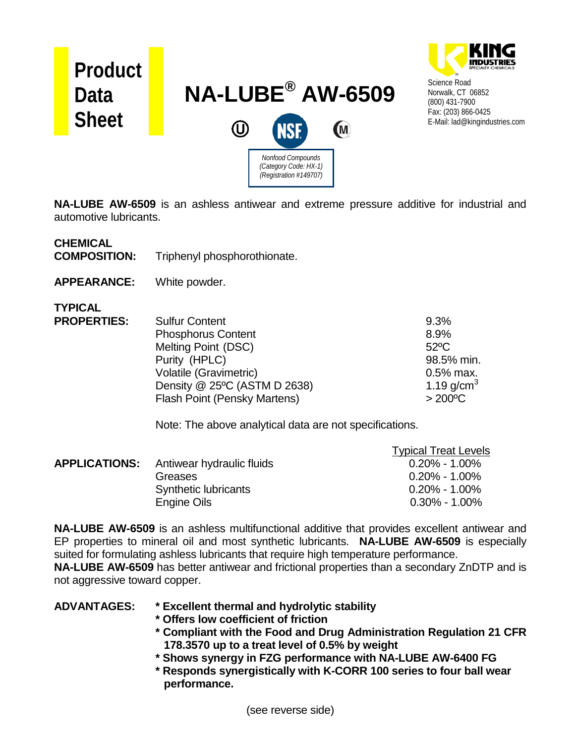# Product Data Sheet

# NA-LUBE® AW-6509

*Nonfood Compounds*
*(Category Code: HX-1)*
*(Registration #149707)*

**KING INDUSTRIES**
SPECIALTY CHEMICALS
Science Road
Norwalk, CT 06852
(800) 431-7900
Fax: (203) 866-0425
E-Mail: lad@kingindustries.com

**NA-LUBE AW-6509** is an ashless antiwear and extreme pressure additive for industrial and automotive lubricants.

**CHEMICAL COMPOSITION:** Triphenyl phosphorothionate.

**APPEARANCE:** White powder.

**TYPICAL PROPERTIES:**

| Property | Value |
|---|---|
| Sulfur Content | 9.3% |
| Phosphorus Content | 8.9% |
| Melting Point (DSC) | 52ºC |
| Purity (HPLC) | 98.5% min. |
| Volatile (Gravimetric) | 0.5% max. |
| Density @ 25ºC (ASTM D 2638) | 1.19 g/cm$^3$ |
| Flash Point (Pensky Martens) | > 200ºC |

Note: The above analytical data are not specifications.

**APPLICATIONS:**

| Application | Typical Treat Levels |
|---|---|
| Antiwear hydraulic fluids | 0.20% - 1.00% |
| Greases | 0.20% - 1.00% |
| Synthetic lubricants | 0.20% - 1.00% |
| Engine Oils | 0.30% - 1.00% |

**NA-LUBE AW-6509** is an ashless multifunctional additive that provides excellent antiwear and EP properties to mineral oil and most synthetic lubricants. **NA-LUBE AW-6509** is especially suited for formulating ashless lubricants that require high temperature performance.
**NA-LUBE AW-6509** has better antiwear and frictional properties than a secondary ZnDTP and is not aggressive toward copper.

**ADVANTAGES:**

- **Excellent thermal and hydrolytic stability**
- **Offers low coefficient of friction**
- **Compliant with the Food and Drug Administration Regulation 21 CFR 178.3570 up to a treat level of 0.5% by weight**
- **Shows synergy in FZG performance with NA-LUBE AW-6400 FG**
- **Responds synergistically with K-CORR 100 series to four ball wear performance.**

(see reverse side)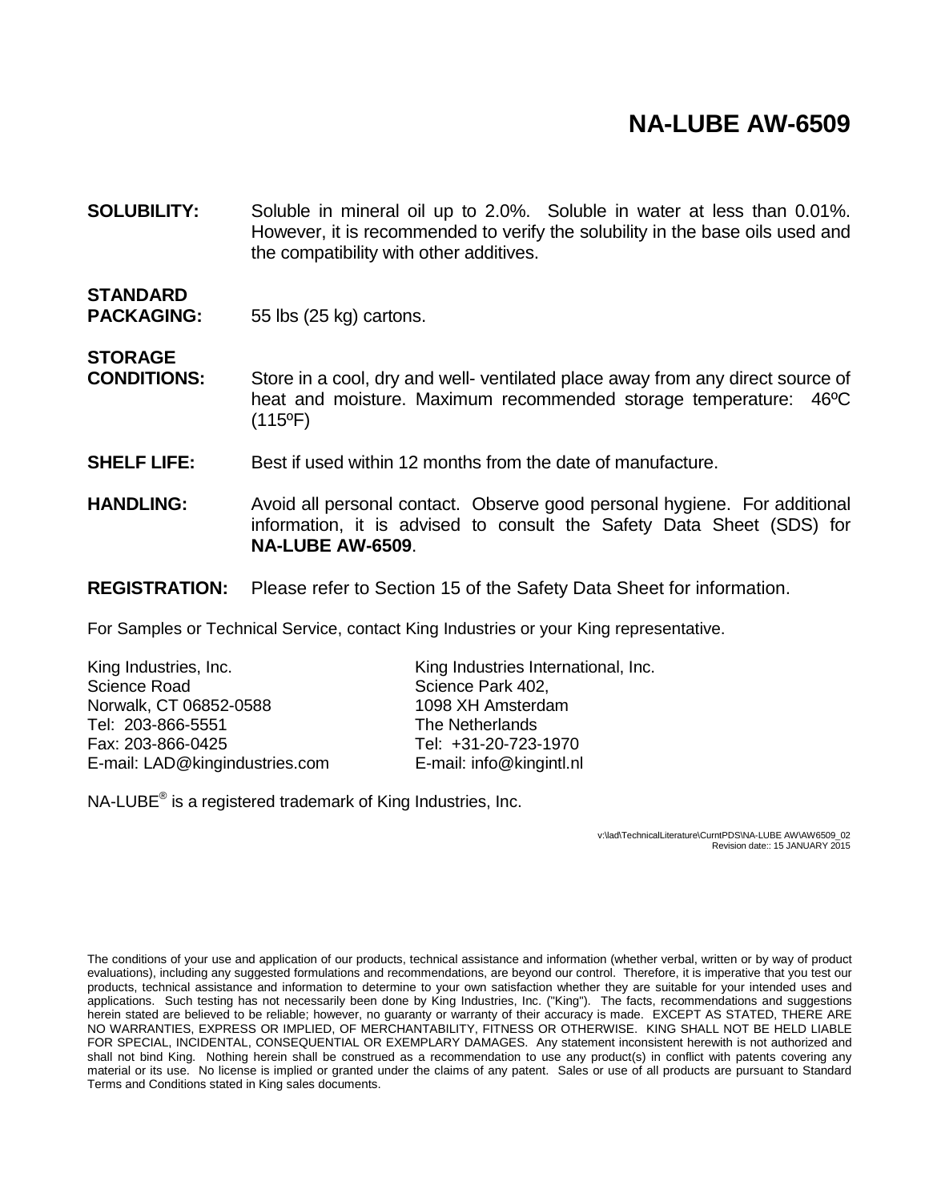# NA-LUBE AW-6509

**SOLUBILITY:** Soluble in mineral oil up to 2.0%. Soluble in water at less than 0.01%. However, it is recommended to verify the solubility in the base oils used and the compatibility with other additives.

**STANDARD PACKAGING:** 55 lbs (25 kg) cartons.

**STORAGE CONDITIONS:** Store in a cool, dry and well- ventilated place away from any direct source of heat and moisture. Maximum recommended storage temperature: 46ºC (115ºF)

**SHELF LIFE:** Best if used within 12 months from the date of manufacture.

**HANDLING:** Avoid all personal contact. Observe good personal hygiene. For additional information, it is advised to consult the Safety Data Sheet (SDS) for **NA-LUBE AW-6509**.

**REGISTRATION:** Please refer to Section 15 of the Safety Data Sheet for information.

For Samples or Technical Service, contact King Industries or your King representative.

King Industries, Inc.
Science Road
Norwalk, CT 06852-0588
Tel: 203-866-5551
Fax: 203-866-0425
E-mail: LAD@kingindustries.com

King Industries International, Inc.
Science Park 402,
1098 XH Amsterdam
The Netherlands
Tel: +31-20-723-1970
E-mail: info@kingintl.nl

NA-LUBE® is a registered trademark of King Industries, Inc.

v:\lad\TechnicalLiterature\CurntPDS\NA-LUBE AW\AW6509_02
Revision date:: 15 JANUARY 2015

The conditions of your use and application of our products, technical assistance and information (whether verbal, written or by way of product evaluations), including any suggested formulations and recommendations, are beyond our control. Therefore, it is imperative that you test our products, technical assistance and information to determine to your own satisfaction whether they are suitable for your intended uses and applications. Such testing has not necessarily been done by King Industries, Inc. ("King"). The facts, recommendations and suggestions herein stated are believed to be reliable; however, no guaranty or warranty of their accuracy is made. EXCEPT AS STATED, THERE ARE NO WARRANTIES, EXPRESS OR IMPLIED, OF MERCHANTABILITY, FITNESS OR OTHERWISE. KING SHALL NOT BE HELD LIABLE FOR SPECIAL, INCIDENTAL, CONSEQUENTIAL OR EXEMPLARY DAMAGES. Any statement inconsistent herewith is not authorized and shall not bind King. Nothing herein shall be construed as a recommendation to use any product(s) in conflict with patents covering any material or its use. No license is implied or granted under the claims of any patent. Sales or use of all products are pursuant to Standard Terms and Conditions stated in King sales documents.